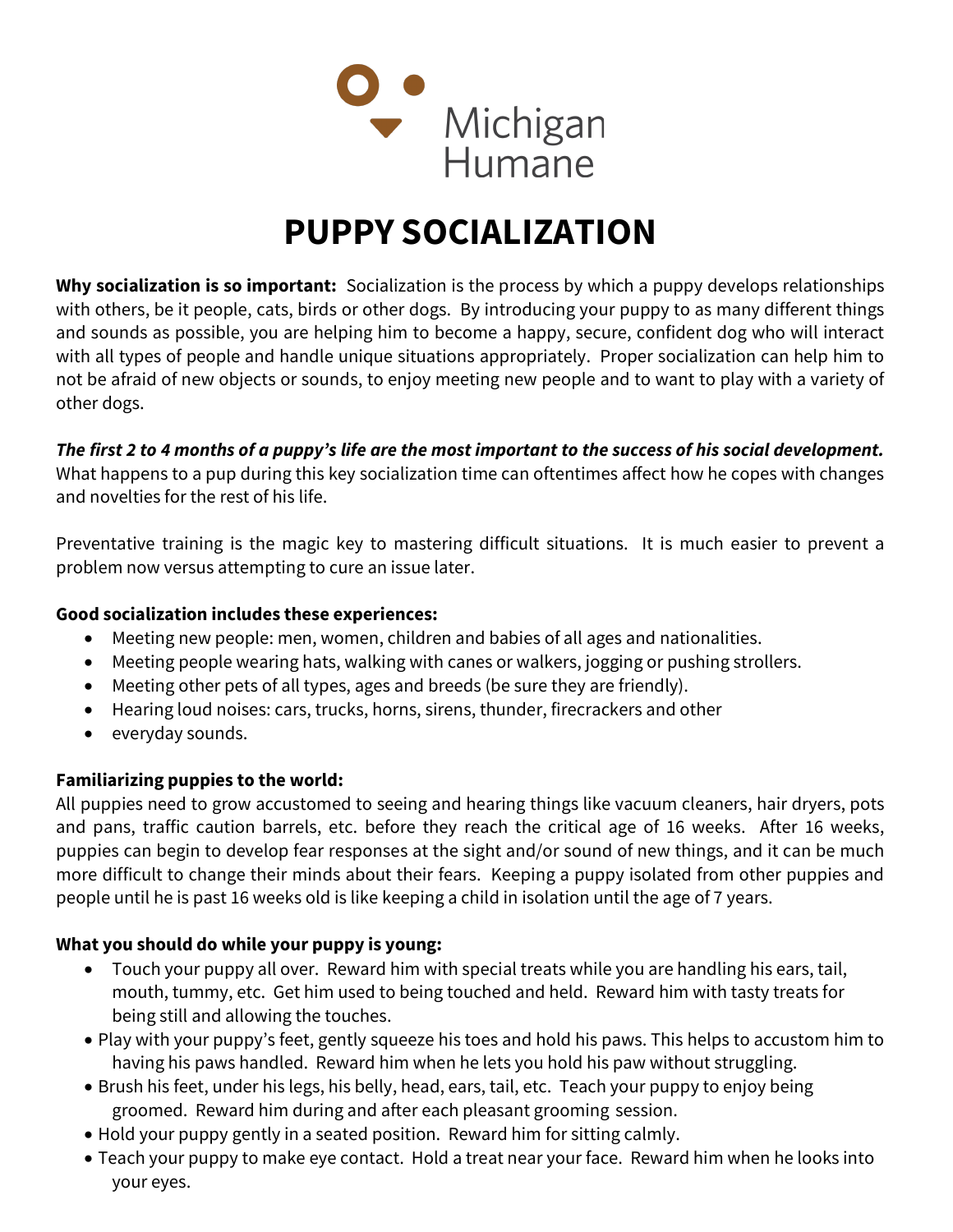Michigan Humane

# PUPPY SOCIALIZATION

**Why socialization is so important:** Socialization is the process by which a puppy develops relationships with others, be it people, cats, birds or other dogs. By introducing your puppy to as many different things and sounds as possible, you are helping him to become a happy, secure, confident dog who will interact with all types of people and handle unique situations appropriately. Proper socialization can help him to not be afraid of new objects or sounds, to enjoy meeting new people and to want to play with a variety of other dogs.

***The first 2 to 4 months of a puppy's life are the most important to the success of his social development.*** What happens to a pup during this key socialization time can oftentimes affect how he copes with changes and novelties for the rest of his life.

Preventative training is the magic key to mastering difficult situations. It is much easier to prevent a problem now versus attempting to cure an issue later.

**Good socialization includes these experiences:**

- Meeting new people: men, women, children and babies of all ages and nationalities.
- Meeting people wearing hats, walking with canes or walkers, jogging or pushing strollers.
- Meeting other pets of all types, ages and breeds (be sure they are friendly).
- Hearing loud noises: cars, trucks, horns, sirens, thunder, firecrackers and other
- everyday sounds.

**Familiarizing puppies to the world:**
All puppies need to grow accustomed to seeing and hearing things like vacuum cleaners, hair dryers, pots and pans, traffic caution barrels, etc. before they reach the critical age of 16 weeks. After 16 weeks, puppies can begin to develop fear responses at the sight and/or sound of new things, and it can be much more difficult to change their minds about their fears. Keeping a puppy isolated from other puppies and people until he is past 16 weeks old is like keeping a child in isolation until the age of 7 years.

**What you should do while your puppy is young:**

- Touch your puppy all over. Reward him with special treats while you are handling his ears, tail, mouth, tummy, etc. Get him used to being touched and held. Reward him with tasty treats for being still and allowing the touches.
- Play with your puppy's feet, gently squeeze his toes and hold his paws. This helps to accustom him to having his paws handled. Reward him when he lets you hold his paw without struggling.
- Brush his feet, under his legs, his belly, head, ears, tail, etc. Teach your puppy to enjoy being groomed. Reward him during and after each pleasant grooming session.
- Hold your puppy gently in a seated position. Reward him for sitting calmly.
- Teach your puppy to make eye contact. Hold a treat near your face. Reward him when he looks into your eyes.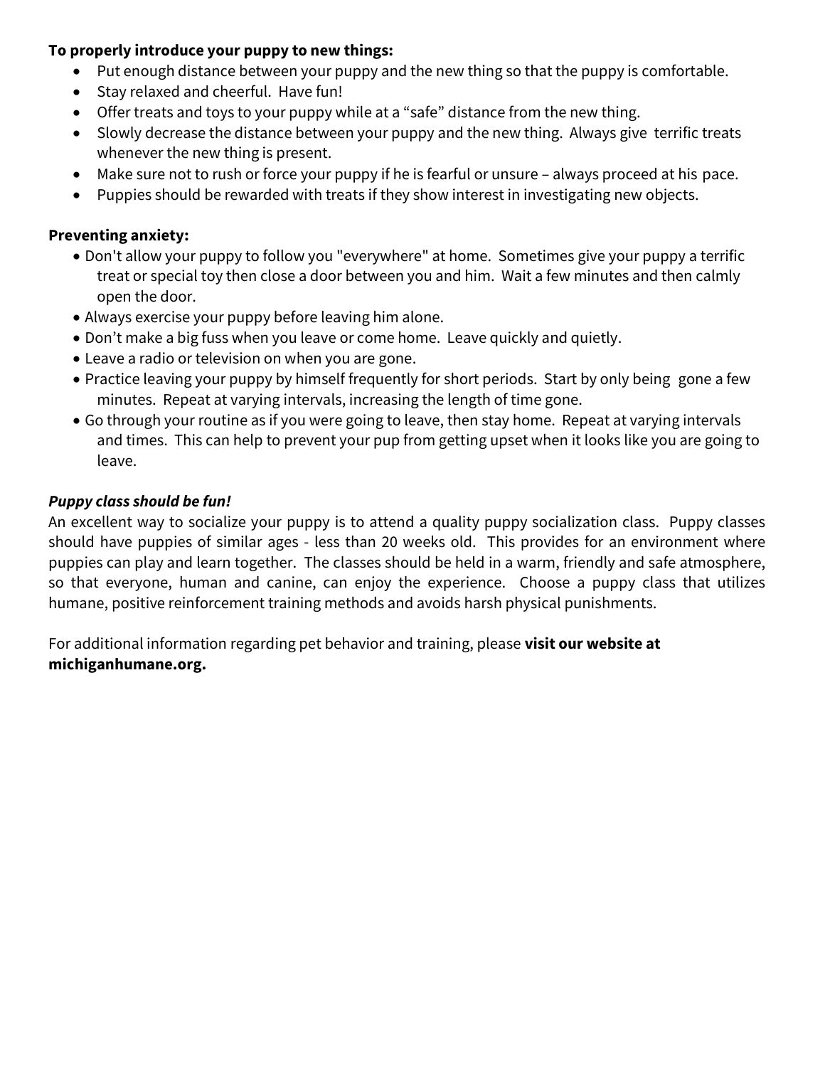**To properly introduce your puppy to new things:**

- Put enough distance between your puppy and the new thing so that the puppy is comfortable.
- Stay relaxed and cheerful. Have fun!
- Offer treats and toys to your puppy while at a "safe" distance from the new thing.
- Slowly decrease the distance between your puppy and the new thing. Always give terrific treats whenever the new thing is present.
- Make sure not to rush or force your puppy if he is fearful or unsure – always proceed at his pace.
- Puppies should be rewarded with treats if they show interest in investigating new objects.

**Preventing anxiety:**

- Don't allow your puppy to follow you "everywhere" at home. Sometimes give your puppy a terrific treat or special toy then close a door between you and him. Wait a few minutes and then calmly open the door.
- Always exercise your puppy before leaving him alone.
- Don't make a big fuss when you leave or come home. Leave quickly and quietly.
- Leave a radio or television on when you are gone.
- Practice leaving your puppy by himself frequently for short periods. Start by only being gone a few minutes. Repeat at varying intervals, increasing the length of time gone.
- Go through your routine as if you were going to leave, then stay home. Repeat at varying intervals and times. This can help to prevent your pup from getting upset when it looks like you are going to leave.

***Puppy class should be fun!***

An excellent way to socialize your puppy is to attend a quality puppy socialization class. Puppy classes should have puppies of similar ages - less than 20 weeks old. This provides for an environment where puppies can play and learn together. The classes should be held in a warm, friendly and safe atmosphere, so that everyone, human and canine, can enjoy the experience. Choose a puppy class that utilizes humane, positive reinforcement training methods and avoids harsh physical punishments.

For additional information regarding pet behavior and training, please **visit our website at michiganhumane.org.**